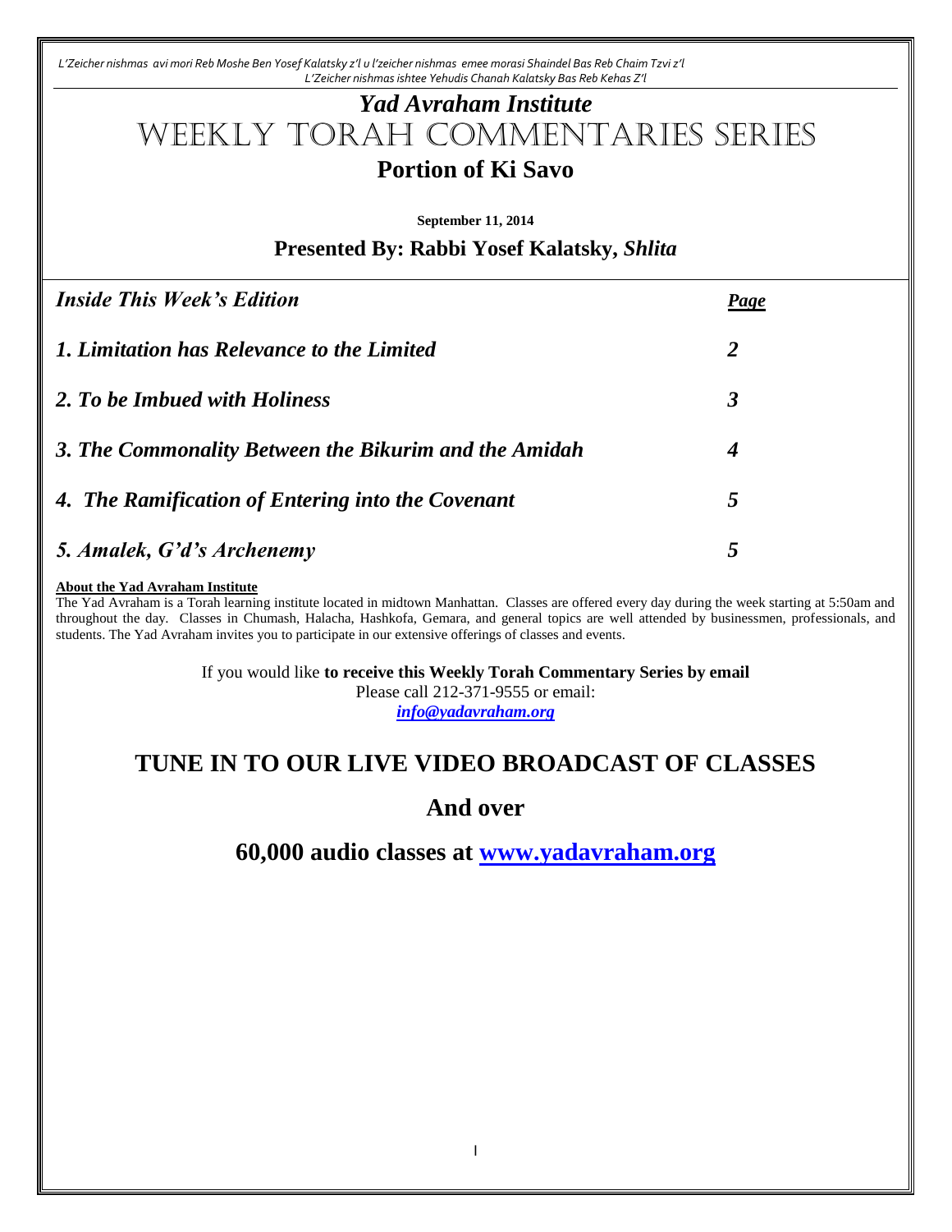*L'Zeicher nishmas avi mori Reb Moshe Ben Yosef Kalatsky z'l u l'zeicher nishmas emee morasi Shaindel Bas Reb Chaim Tzvi z'l*
*L'Zeicher nishmas ishtee Yehudis Chanah Kalatsky Bas Reb Kehas Z'l*

# *Yad Avraham Institute*
# Weekly Torah Commentaries Series
## Portion of Ki Savo

**September 11, 2014**

### Presented By: Rabbi Yosef Kalatsky, *Shlita*

| *Inside This Week's Edition* | *Page* |
|---|---|
| *1. Limitation has Relevance to the Limited* | *2* |
| *2. To be Imbued with Holiness* | *3* |
| *3. The Commonality Between the Bikurim and the Amidah* | *4* |
| *4. The Ramification of Entering into the Covenant* | *5* |
| *5. Amalek, G'd's Archenemy* | *5* |

**About the Yad Avraham Institute**

The Yad Avraham is a Torah learning institute located in midtown Manhattan. Classes are offered every day during the week starting at 5:50am and throughout the day. Classes in Chumash, Halacha, Hashkofa, Gemara, and general topics are well attended by businessmen, professionals, and students. The Yad Avraham invites you to participate in our extensive offerings of classes and events.

If you would like **to receive this Weekly Torah Commentary Series by email**
Please call 212-371-9555 or email:
***info@yadavraham.org***

## TUNE IN TO OUR LIVE VIDEO BROADCAST OF CLASSES

## And over

## 60,000 audio classes at www.yadavraham.org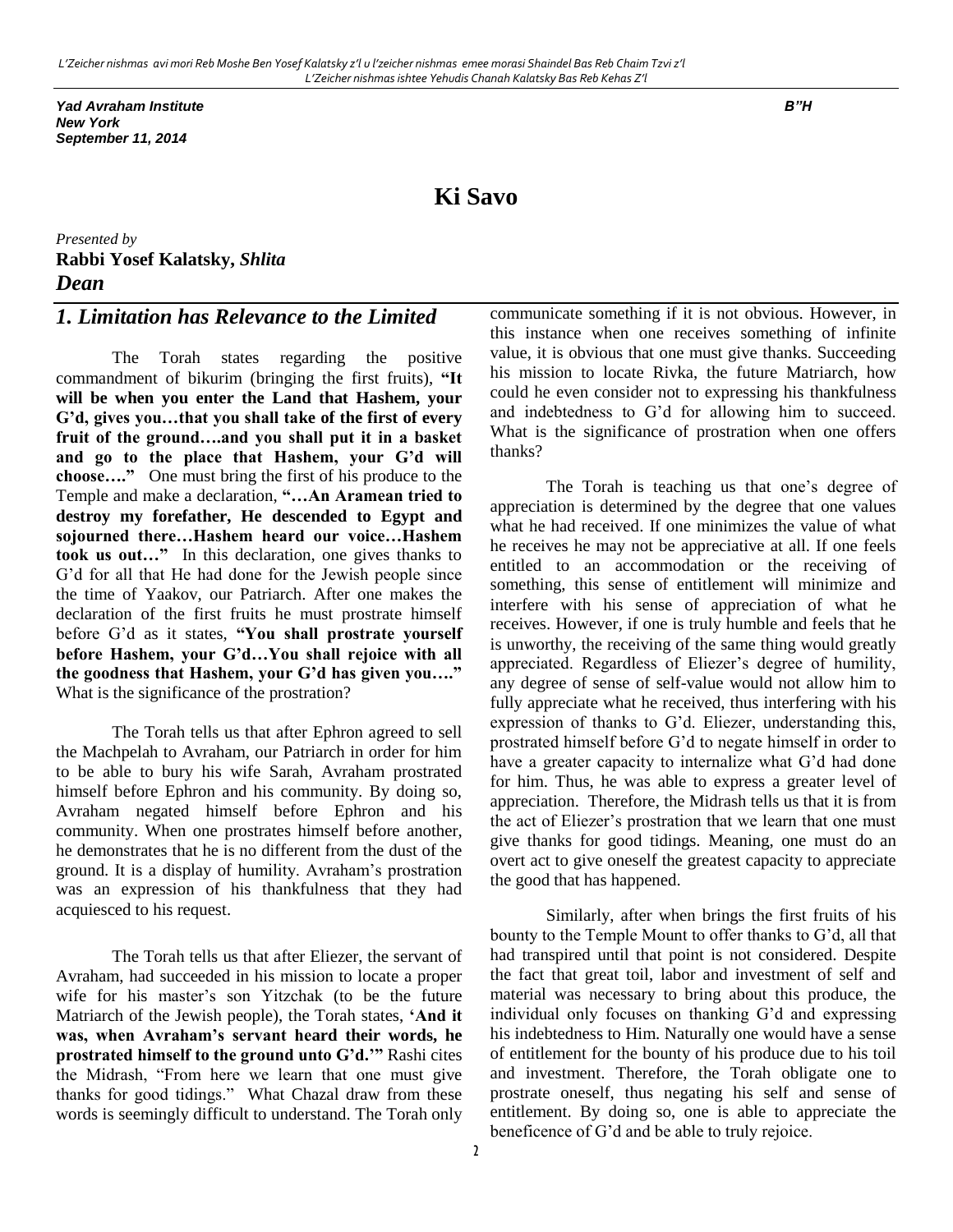*L'Zeicher nishmas avi mori Reb Moshe Ben Yosef Kalatsky z'l u l'zeicher nishmas emee morasi Shaindel Bas Reb Chaim Tzvi z'l*
*L'Zeicher nishmas ishtee Yehudis Chanah Kalatsky Bas Reb Kehas Z'l*

***Yad Avraham Institute***
***New York***
***September 11, 2014***

***B"H***

# Ki Savo

*Presented by*
**Rabbi Yosef Kalatsky,** ***Shlita***
***Dean***

## *1. Limitation has Relevance to the Limited*

The Torah states regarding the positive commandment of bikurim (bringing the first fruits), **"It will be when you enter the Land that Hashem, your G'd, gives you…that you shall take of the first of every fruit of the ground….and you shall put it in a basket and go to the place that Hashem, your G'd will choose…."** One must bring the first of his produce to the Temple and make a declaration, **"…An Aramean tried to destroy my forefather, He descended to Egypt and sojourned there…Hashem heard our voice…Hashem took us out…"** In this declaration, one gives thanks to G'd for all that He had done for the Jewish people since the time of Yaakov, our Patriarch. After one makes the declaration of the first fruits he must prostrate himself before G'd as it states, **"You shall prostrate yourself before Hashem, your G'd…You shall rejoice with all the goodness that Hashem, your G'd has given you…."** What is the significance of the prostration?

The Torah tells us that after Ephron agreed to sell the Machpelah to Avraham, our Patriarch in order for him to be able to bury his wife Sarah, Avraham prostrated himself before Ephron and his community. By doing so, Avraham negated himself before Ephron and his community. When one prostrates himself before another, he demonstrates that he is no different from the dust of the ground. It is a display of humility. Avraham's prostration was an expression of his thankfulness that they had acquiesced to his request.

The Torah tells us that after Eliezer, the servant of Avraham, had succeeded in his mission to locate a proper wife for his master's son Yitzchak (to be the future Matriarch of the Jewish people), the Torah states, **'And it was, when Avraham's servant heard their words, he prostrated himself to the ground unto G'd.'"** Rashi cites the Midrash, "From here we learn that one must give thanks for good tidings." What Chazal draw from these words is seemingly difficult to understand. The Torah only communicate something if it is not obvious. However, in this instance when one receives something of infinite value, it is obvious that one must give thanks. Succeeding his mission to locate Rivka, the future Matriarch, how could he even consider not to expressing his thankfulness and indebtedness to G'd for allowing him to succeed. What is the significance of prostration when one offers thanks?

The Torah is teaching us that one's degree of appreciation is determined by the degree that one values what he had received. If one minimizes the value of what he receives he may not be appreciative at all. If one feels entitled to an accommodation or the receiving of something, this sense of entitlement will minimize and interfere with his sense of appreciation of what he receives. However, if one is truly humble and feels that he is unworthy, the receiving of the same thing would greatly appreciated. Regardless of Eliezer's degree of humility, any degree of sense of self-value would not allow him to fully appreciate what he received, thus interfering with his expression of thanks to G'd. Eliezer, understanding this, prostrated himself before G'd to negate himself in order to have a greater capacity to internalize what G'd had done for him. Thus, he was able to express a greater level of appreciation. Therefore, the Midrash tells us that it is from the act of Eliezer's prostration that we learn that one must give thanks for good tidings. Meaning, one must do an overt act to give oneself the greatest capacity to appreciate the good that has happened.

Similarly, after when brings the first fruits of his bounty to the Temple Mount to offer thanks to G'd, all that had transpired until that point is not considered. Despite the fact that great toil, labor and investment of self and material was necessary to bring about this produce, the individual only focuses on thanking G'd and expressing his indebtedness to Him. Naturally one would have a sense of entitlement for the bounty of his produce due to his toil and investment. Therefore, the Torah obligate one to prostrate oneself, thus negating his self and sense of entitlement. By doing so, one is able to appreciate the beneficence of G'd and be able to truly rejoice.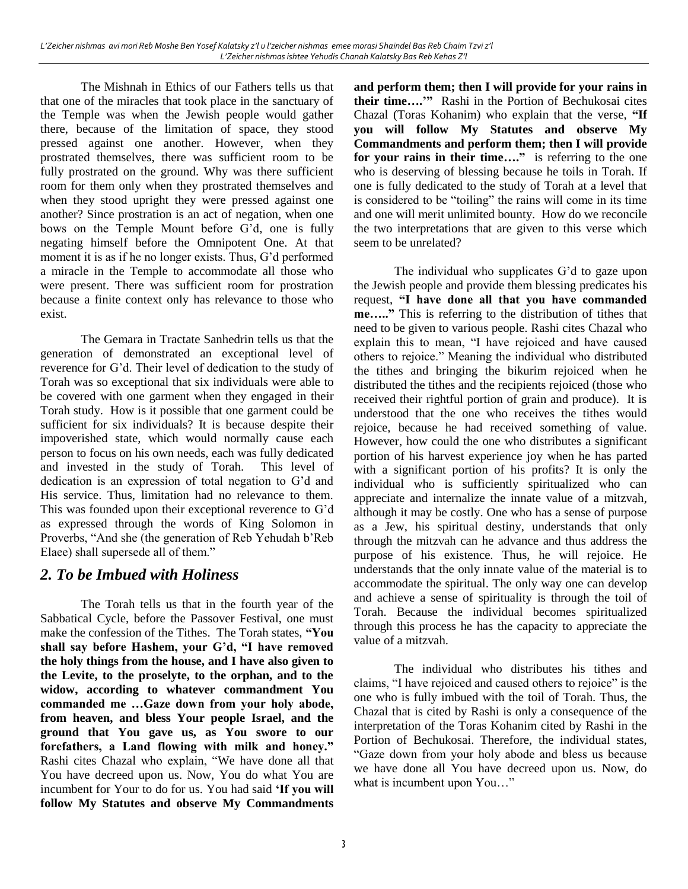The Mishnah in Ethics of our Fathers tells us that that one of the miracles that took place in the sanctuary of the Temple was when the Jewish people would gather there, because of the limitation of space, they stood pressed against one another. However, when they prostrated themselves, there was sufficient room to be fully prostrated on the ground. Why was there sufficient room for them only when they prostrated themselves and when they stood upright they were pressed against one another? Since prostration is an act of negation, when one bows on the Temple Mount before G'd, one is fully negating himself before the Omnipotent One. At that moment it is as if he no longer exists. Thus, G'd performed a miracle in the Temple to accommodate all those who were present. There was sufficient room for prostration because a finite context only has relevance to those who exist.

The Gemara in Tractate Sanhedrin tells us that the generation of demonstrated an exceptional level of reverence for G'd. Their level of dedication to the study of Torah was so exceptional that six individuals were able to be covered with one garment when they engaged in their Torah study. How is it possible that one garment could be sufficient for six individuals? It is because despite their impoverished state, which would normally cause each person to focus on his own needs, each was fully dedicated and invested in the study of Torah. This level of dedication is an expression of total negation to G'd and His service. Thus, limitation had no relevance to them. This was founded upon their exceptional reverence to G'd as expressed through the words of King Solomon in Proverbs, "And she (the generation of Reb Yehudah b'Reb Elaee) shall supersede all of them."

## *2. To be Imbued with Holiness*

The Torah tells us that in the fourth year of the Sabbatical Cycle, before the Passover Festival, one must make the confession of the Tithes. The Torah states, **"You shall say before Hashem, your G'd, "I have removed the holy things from the house, and I have also given to the Levite, to the proselyte, to the orphan, and to the widow, according to whatever commandment You commanded me …Gaze down from your holy abode, from heaven, and bless Your people Israel, and the ground that You gave us, as You swore to our forefathers, a Land flowing with milk and honey."** Rashi cites Chazal who explain, "We have done all that You have decreed upon us. Now, You do what You are incumbent for Your to do for us. You had said **'If you will follow My Statutes and observe My Commandments and perform them; then I will provide for your rains in their time….'"** Rashi in the Portion of Bechukosai cites Chazal (Toras Kohanim) who explain that the verse, **"If you will follow My Statutes and observe My Commandments and perform them; then I will provide for your rains in their time…."** is referring to the one who is deserving of blessing because he toils in Torah. If one is fully dedicated to the study of Torah at a level that is considered to be "toiling" the rains will come in its time and one will merit unlimited bounty. How do we reconcile the two interpretations that are given to this verse which seem to be unrelated?

The individual who supplicates G'd to gaze upon the Jewish people and provide them blessing predicates his request, **"I have done all that you have commanded me….."** This is referring to the distribution of tithes that need to be given to various people. Rashi cites Chazal who explain this to mean, "I have rejoiced and have caused others to rejoice." Meaning the individual who distributed the tithes and bringing the bikurim rejoiced when he distributed the tithes and the recipients rejoiced (those who received their rightful portion of grain and produce). It is understood that the one who receives the tithes would rejoice, because he had received something of value. However, how could the one who distributes a significant portion of his harvest experience joy when he has parted with a significant portion of his profits? It is only the individual who is sufficiently spiritualized who can appreciate and internalize the innate value of a mitzvah, although it may be costly. One who has a sense of purpose as a Jew, his spiritual destiny, understands that only through the mitzvah can he advance and thus address the purpose of his existence. Thus, he will rejoice. He understands that the only innate value of the material is to accommodate the spiritual. The only way one can develop and achieve a sense of spirituality is through the toil of Torah. Because the individual becomes spiritualized through this process he has the capacity to appreciate the value of a mitzvah.

The individual who distributes his tithes and claims, "I have rejoiced and caused others to rejoice" is the one who is fully imbued with the toil of Torah. Thus, the Chazal that is cited by Rashi is only a consequence of the interpretation of the Toras Kohanim cited by Rashi in the Portion of Bechukosai. Therefore, the individual states, "Gaze down from your holy abode and bless us because we have done all You have decreed upon us. Now, do what is incumbent upon You…"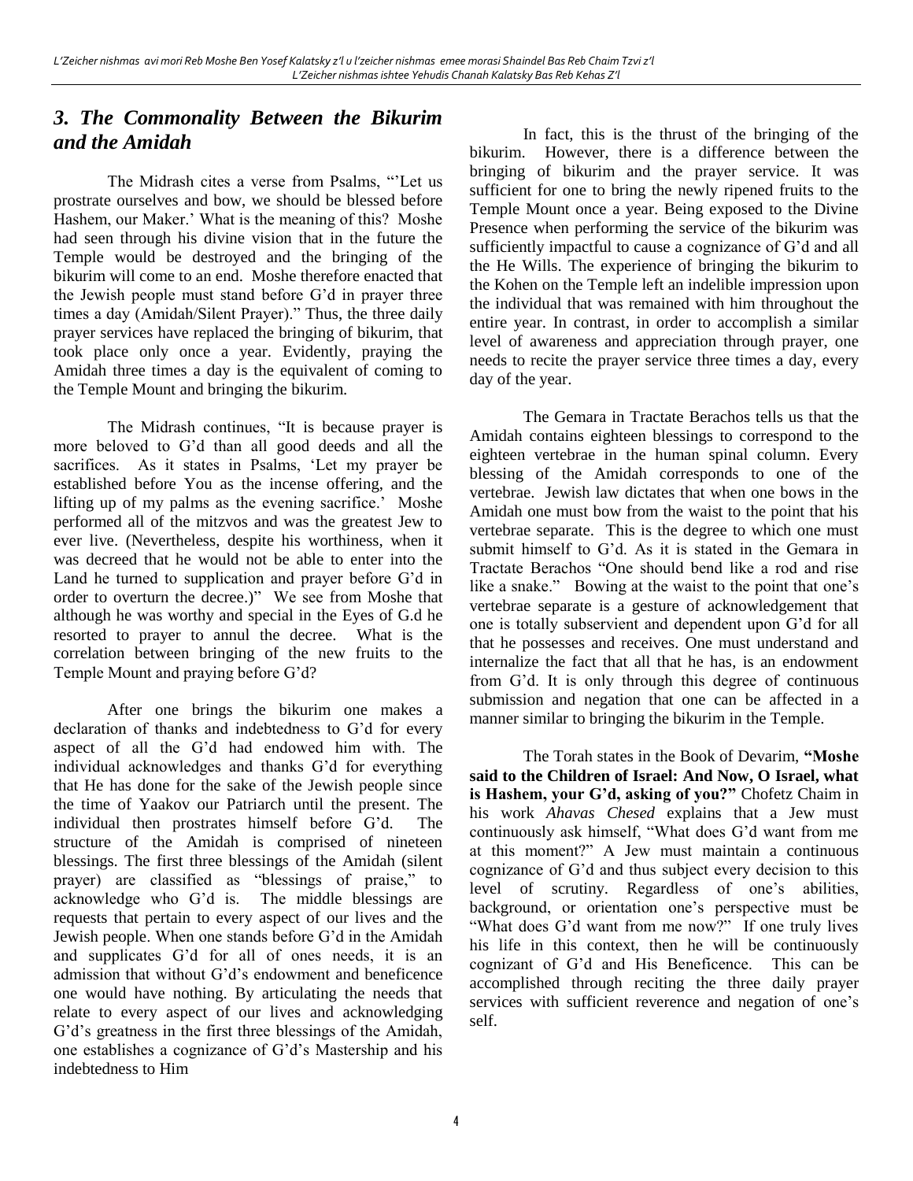## *3. The Commonality Between the Bikurim and the Amidah*

The Midrash cites a verse from Psalms, "'Let us prostrate ourselves and bow, we should be blessed before Hashem, our Maker.' What is the meaning of this? Moshe had seen through his divine vision that in the future the Temple would be destroyed and the bringing of the bikurim will come to an end. Moshe therefore enacted that the Jewish people must stand before G'd in prayer three times a day (Amidah/Silent Prayer)." Thus, the three daily prayer services have replaced the bringing of bikurim, that took place only once a year. Evidently, praying the Amidah three times a day is the equivalent of coming to the Temple Mount and bringing the bikurim.

The Midrash continues, "It is because prayer is more beloved to G'd than all good deeds and all the sacrifices. As it states in Psalms, 'Let my prayer be established before You as the incense offering, and the lifting up of my palms as the evening sacrifice.' Moshe performed all of the mitzvos and was the greatest Jew to ever live. (Nevertheless, despite his worthiness, when it was decreed that he would not be able to enter into the Land he turned to supplication and prayer before G'd in order to overturn the decree.)" We see from Moshe that although he was worthy and special in the Eyes of G.d he resorted to prayer to annul the decree. What is the correlation between bringing of the new fruits to the Temple Mount and praying before G'd?

After one brings the bikurim one makes a declaration of thanks and indebtedness to G'd for every aspect of all the G'd had endowed him with. The individual acknowledges and thanks G'd for everything that He has done for the sake of the Jewish people since the time of Yaakov our Patriarch until the present. The individual then prostrates himself before G'd. The structure of the Amidah is comprised of nineteen blessings. The first three blessings of the Amidah (silent prayer) are classified as "blessings of praise," to acknowledge who G'd is. The middle blessings are requests that pertain to every aspect of our lives and the Jewish people. When one stands before G'd in the Amidah and supplicates G'd for all of ones needs, it is an admission that without G'd's endowment and beneficence one would have nothing. By articulating the needs that relate to every aspect of our lives and acknowledging G'd's greatness in the first three blessings of the Amidah, one establishes a cognizance of G'd's Mastership and his indebtedness to Him

In fact, this is the thrust of the bringing of the bikurim. However, there is a difference between the bringing of bikurim and the prayer service. It was sufficient for one to bring the newly ripened fruits to the Temple Mount once a year. Being exposed to the Divine Presence when performing the service of the bikurim was sufficiently impactful to cause a cognizance of G'd and all the He Wills. The experience of bringing the bikurim to the Kohen on the Temple left an indelible impression upon the individual that was remained with him throughout the entire year. In contrast, in order to accomplish a similar level of awareness and appreciation through prayer, one needs to recite the prayer service three times a day, every day of the year.

The Gemara in Tractate Berachos tells us that the Amidah contains eighteen blessings to correspond to the eighteen vertebrae in the human spinal column. Every blessing of the Amidah corresponds to one of the vertebrae. Jewish law dictates that when one bows in the Amidah one must bow from the waist to the point that his vertebrae separate. This is the degree to which one must submit himself to G'd. As it is stated in the Gemara in Tractate Berachos "One should bend like a rod and rise like a snake." Bowing at the waist to the point that one's vertebrae separate is a gesture of acknowledgement that one is totally subservient and dependent upon G'd for all that he possesses and receives. One must understand and internalize the fact that all that he has, is an endowment from G'd. It is only through this degree of continuous submission and negation that one can be affected in a manner similar to bringing the bikurim in the Temple.

The Torah states in the Book of Devarim, **"Moshe said to the Children of Israel: And Now, O Israel, what is Hashem, your G'd, asking of you?"** Chofetz Chaim in his work *Ahavas Chesed* explains that a Jew must continuously ask himself, "What does G'd want from me at this moment?" A Jew must maintain a continuous cognizance of G'd and thus subject every decision to this level of scrutiny. Regardless of one's abilities, background, or orientation one's perspective must be "What does G'd want from me now?" If one truly lives his life in this context, then he will be continuously cognizant of G'd and His Beneficence. This can be accomplished through reciting the three daily prayer services with sufficient reverence and negation of one's self.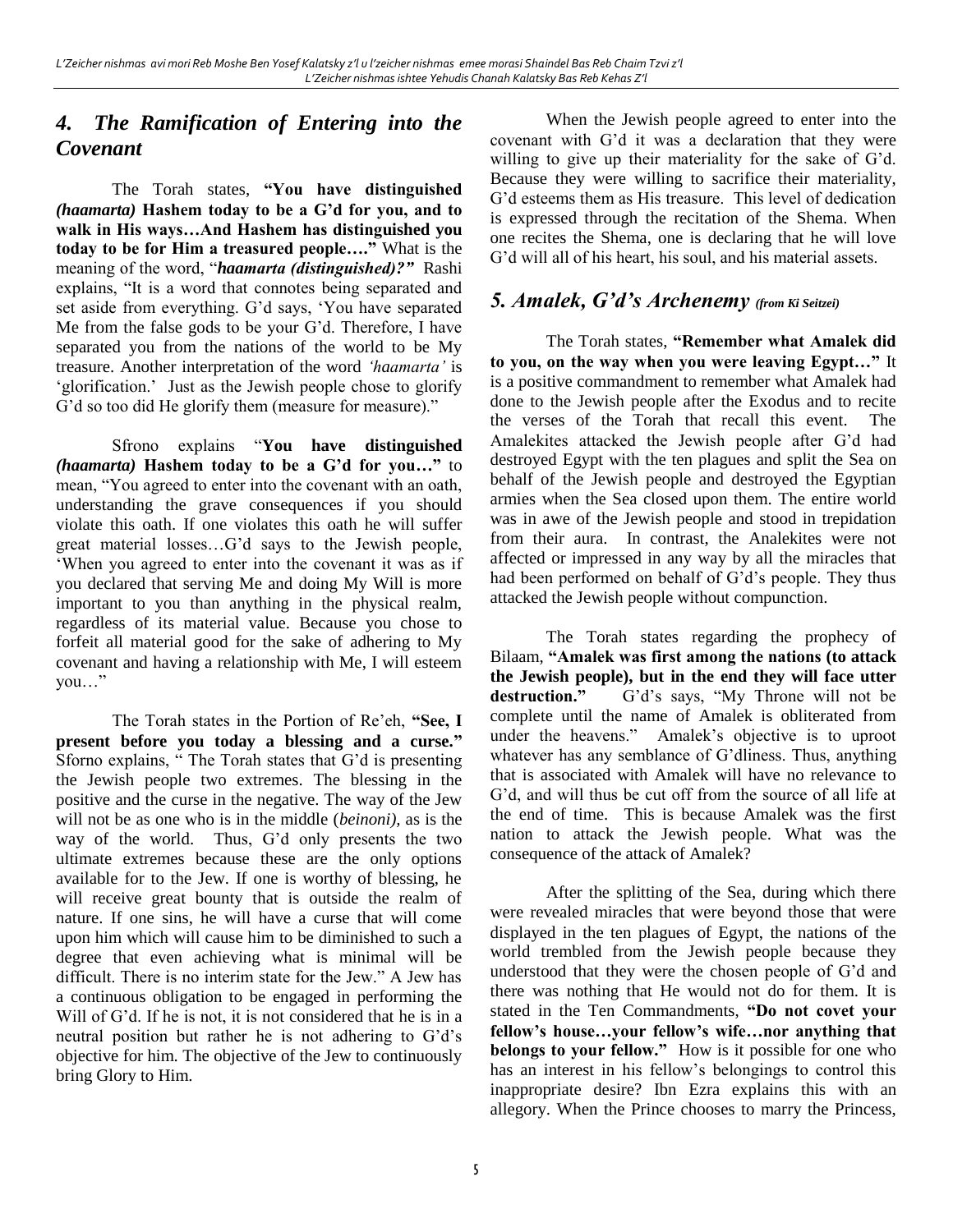## *4. The Ramification of Entering into the Covenant*

The Torah states, **"You have distinguished *(haamarta)* Hashem today to be a G'd for you, and to walk in His ways…And Hashem has distinguished you today to be for Him a treasured people…."** What is the meaning of the word, "***haamarta (distinguished)?"*** Rashi explains, "It is a word that connotes being separated and set aside from everything. G'd says, 'You have separated Me from the false gods to be your G'd. Therefore, I have separated you from the nations of the world to be My treasure. Another interpretation of the word *'haamarta'* is 'glorification.' Just as the Jewish people chose to glorify G'd so too did He glorify them (measure for measure)."

Sfrono explains "**You have distinguished *(haamarta)* Hashem today to be a G'd for you…"** to mean, "You agreed to enter into the covenant with an oath, understanding the grave consequences if you should violate this oath. If one violates this oath he will suffer great material losses…G'd says to the Jewish people, 'When you agreed to enter into the covenant it was as if you declared that serving Me and doing My Will is more important to you than anything in the physical realm, regardless of its material value. Because you chose to forfeit all material good for the sake of adhering to My covenant and having a relationship with Me, I will esteem you…"

The Torah states in the Portion of Re'eh, **"See, I present before you today a blessing and a curse."** Sforno explains, " The Torah states that G'd is presenting the Jewish people two extremes. The blessing in the positive and the curse in the negative. The way of the Jew will not be as one who is in the middle (*beinoni),* as is the way of the world. Thus, G'd only presents the two ultimate extremes because these are the only options available for to the Jew. If one is worthy of blessing, he will receive great bounty that is outside the realm of nature. If one sins, he will have a curse that will come upon him which will cause him to be diminished to such a degree that even achieving what is minimal will be difficult. There is no interim state for the Jew." A Jew has a continuous obligation to be engaged in performing the Will of G'd. If he is not, it is not considered that he is in a neutral position but rather he is not adhering to G'd's objective for him. The objective of the Jew to continuously bring Glory to Him.

When the Jewish people agreed to enter into the covenant with G'd it was a declaration that they were willing to give up their materiality for the sake of G'd. Because they were willing to sacrifice their materiality, G'd esteems them as His treasure. This level of dedication is expressed through the recitation of the Shema. When one recites the Shema, one is declaring that he will love G'd will all of his heart, his soul, and his material assets.

## *5. Amalek, G'd's Archenemy (from Ki Seitzei)*

The Torah states, **"Remember what Amalek did to you, on the way when you were leaving Egypt…"** It is a positive commandment to remember what Amalek had done to the Jewish people after the Exodus and to recite the verses of the Torah that recall this event. The Amalekites attacked the Jewish people after G'd had destroyed Egypt with the ten plagues and split the Sea on behalf of the Jewish people and destroyed the Egyptian armies when the Sea closed upon them. The entire world was in awe of the Jewish people and stood in trepidation from their aura. In contrast, the Analekites were not affected or impressed in any way by all the miracles that had been performed on behalf of G'd's people. They thus attacked the Jewish people without compunction.

The Torah states regarding the prophecy of Bilaam, **"Amalek was first among the nations (to attack the Jewish people), but in the end they will face utter destruction."** G'd's says, "My Throne will not be complete until the name of Amalek is obliterated from under the heavens." Amalek's objective is to uproot whatever has any semblance of G'dliness. Thus, anything that is associated with Amalek will have no relevance to G'd, and will thus be cut off from the source of all life at the end of time. This is because Amalek was the first nation to attack the Jewish people. What was the consequence of the attack of Amalek?

After the splitting of the Sea, during which there were revealed miracles that were beyond those that were displayed in the ten plagues of Egypt, the nations of the world trembled from the Jewish people because they understood that they were the chosen people of G'd and there was nothing that He would not do for them. It is stated in the Ten Commandments, **"Do not covet your fellow's house…your fellow's wife…nor anything that belongs to your fellow."** How is it possible for one who has an interest in his fellow's belongings to control this inappropriate desire? Ibn Ezra explains this with an allegory. When the Prince chooses to marry the Princess,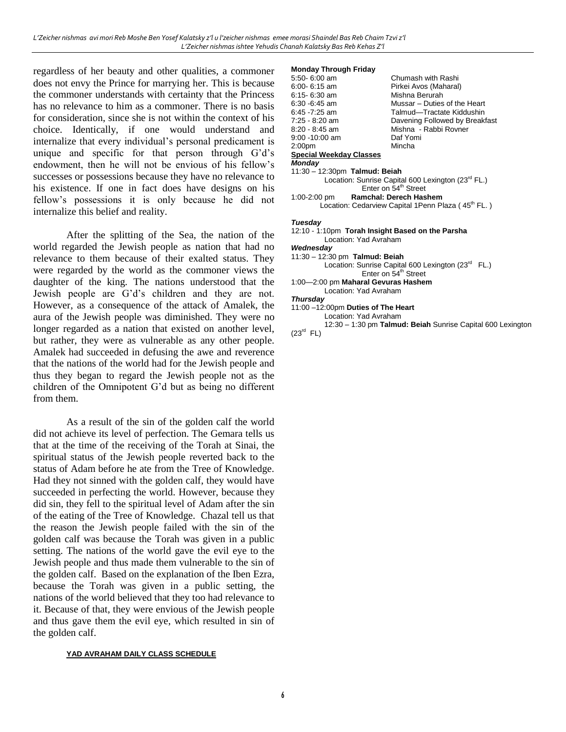regardless of her beauty and other qualities, a commoner does not envy the Prince for marrying her. This is because the commoner understands with certainty that the Princess has no relevance to him as a commoner. There is no basis for consideration, since she is not within the context of his choice. Identically, if one would understand and internalize that every individual's personal predicament is unique and specific for that person through G'd's endowment, then he will not be envious of his fellow's successes or possessions because they have no relevance to his existence. If one in fact does have designs on his fellow's possessions it is only because he did not internalize this belief and reality.

After the splitting of the Sea, the nation of the world regarded the Jewish people as nation that had no relevance to them because of their exalted status. They were regarded by the world as the commoner views the daughter of the king. The nations understood that the Jewish people are G'd's children and they are not. However, as a consequence of the attack of Amalek, the aura of the Jewish people was diminished. They were no longer regarded as a nation that existed on another level, but rather, they were as vulnerable as any other people. Amalek had succeeded in defusing the awe and reverence that the nations of the world had for the Jewish people and thus they began to regard the Jewish people not as the children of the Omnipotent G'd but as being no different from them.

As a result of the sin of the golden calf the world did not achieve its level of perfection. The Gemara tells us that at the time of the receiving of the Torah at Sinai, the spiritual status of the Jewish people reverted back to the status of Adam before he ate from the Tree of Knowledge. Had they not sinned with the golden calf, they would have succeeded in perfecting the world. However, because they did sin, they fell to the spiritual level of Adam after the sin of the eating of the Tree of Knowledge. Chazal tell us that the reason the Jewish people failed with the sin of the golden calf was because the Torah was given in a public setting. The nations of the world gave the evil eye to the Jewish people and thus made them vulnerable to the sin of the golden calf. Based on the explanation of the Iben Ezra, because the Torah was given in a public setting, the nations of the world believed that they too had relevance to it. Because of that, they were envious of the Jewish people and thus gave them the evil eye, which resulted in sin of the golden calf.

**YAD AVRAHAM DAILY CLASS SCHEDULE**

**Monday Through Friday**

| | |
|---|---|
| 5:50- 6:00 am | Chumash with Rashi |
| 6:00- 6:15 am | Pirkei Avos (Maharal) |
| 6:15- 6:30 am | Mishna Berurah |
| 6:30 -6:45 am | Mussar – Duties of the Heart |
| 6:45 -7:25 am | Talmud—Tractate Kiddushin |
| 7:25 - 8:20 am | Davening Followed by Breakfast |
| 8:20 - 8:45 am | Mishna - Rabbi Rovner |
| 9:00 -10:00 am | Daf Yomi |
| 2:00pm | Mincha |

**Special Weekday Classes**

***Monday***

11:30 – 12:30pm **Talmud: Beiah**
Location: Sunrise Capital 600 Lexington (23rd FL.)
Enter on 54th Street

1:00-2:00 pm **Ramchal: Derech Hashem**
Location: Cedarview Capital 1Penn Plaza ( 45th FL. )

***Tuesday***

12:10 - 1:10pm **Torah Insight Based on the Parsha**
Location: Yad Avraham

***Wednesday***

11:30 – 12:30 pm **Talmud: Beiah**
Location: Sunrise Capital 600 Lexington (23rd FL.)
Enter on 54th Street

1:00—2:00 pm **Maharal Gevuras Hashem**
Location: Yad Avraham

***Thursday***

11:00 –12:00pm **Duties of The Heart**
Location: Yad Avraham

12:30 – 1:30 pm **Talmud: Beiah** Sunrise Capital 600 Lexington (23rd FL)